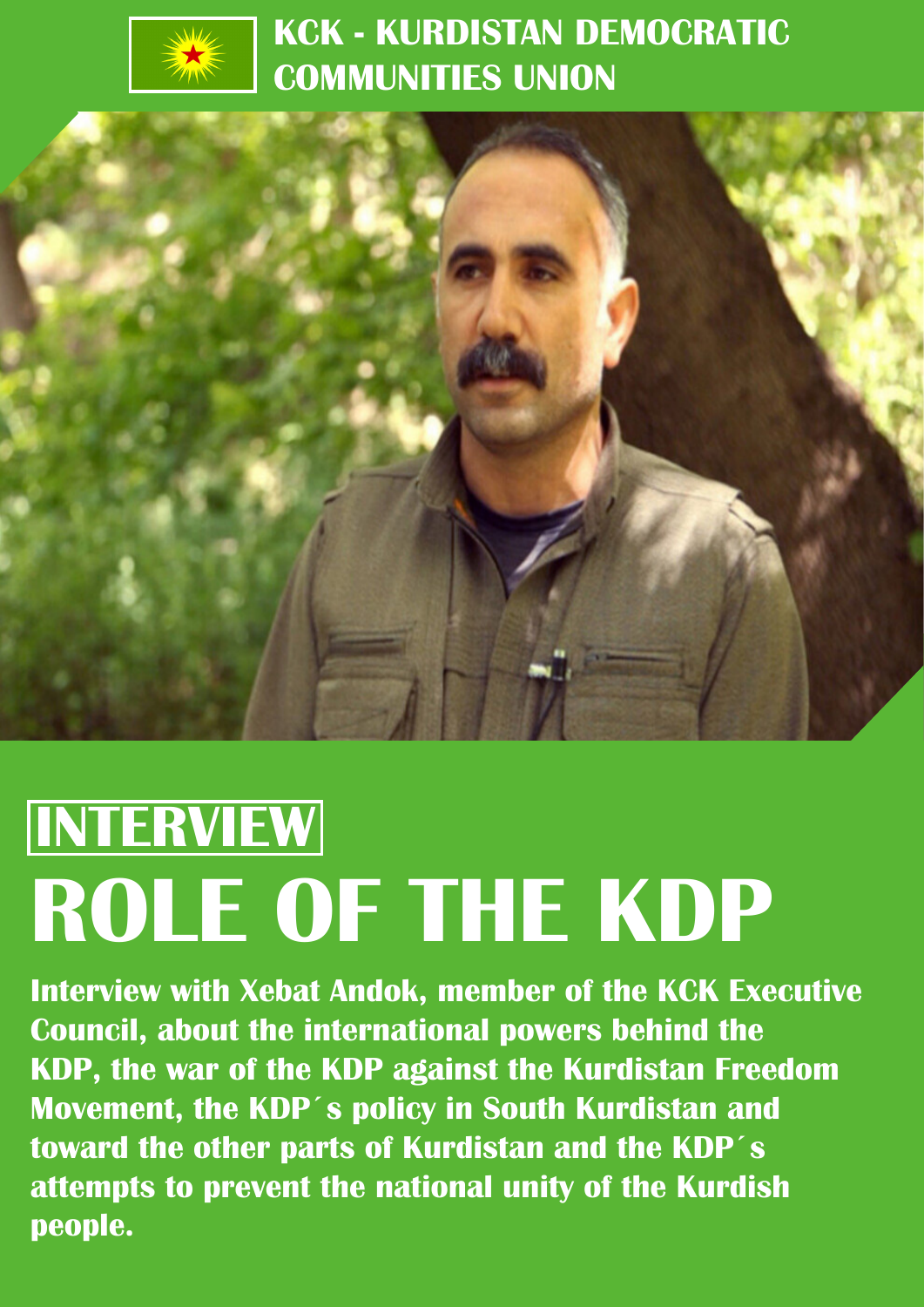**KCK - KURDISTAN DEMOCRATIC COMMUNITIES UNION**

**INTERVIEW**

# ROLE OF THE KDP

**Interview with Xebat Andok, member of the KCK Executive Council, about the international powers behind the KDP, the war of the KDP against the Kurdistan Freedom Movement, the KDP´s policy in South Kurdistan and toward the other parts of Kurdistan and the KDP´s attempts to prevent the national unity of the Kurdish people.**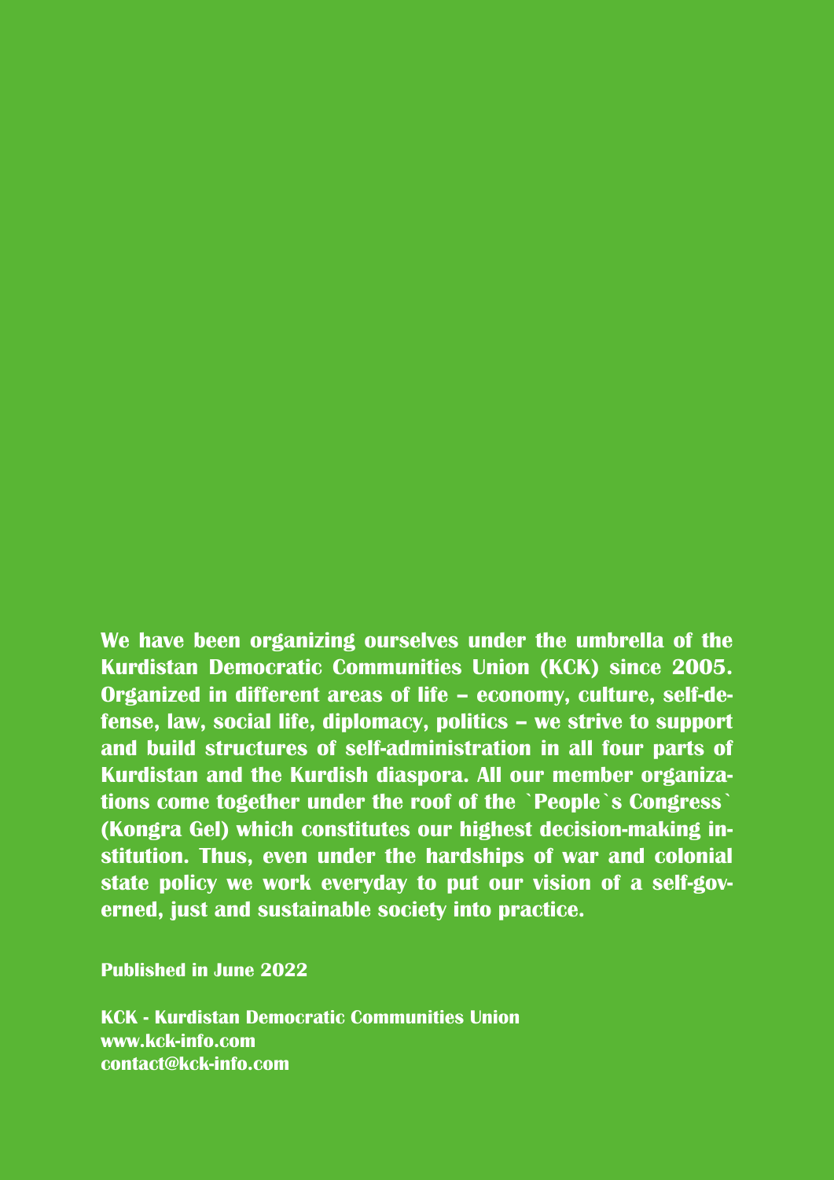**We have been organizing ourselves under the umbrella of the Kurdistan Democratic Communities Union (KCK) since 2005. Organized in different areas of life – economy, culture, self-defense, law, social life, diplomacy, politics – we strive to support and build structures of self-administration in all four parts of Kurdistan and the Kurdish diaspora. All our member organizations come together under the roof of the \`People\`s Congress\` (Kongra Gel) which constitutes our highest decision-making institution. Thus, even under the hardships of war and colonial state policy we work everyday to put our vision of a self-governed, just and sustainable society into practice.**

**Published in June 2022**

**KCK - Kurdistan Democratic Communities Union**
**www.kck-info.com**
**contact@kck-info.com**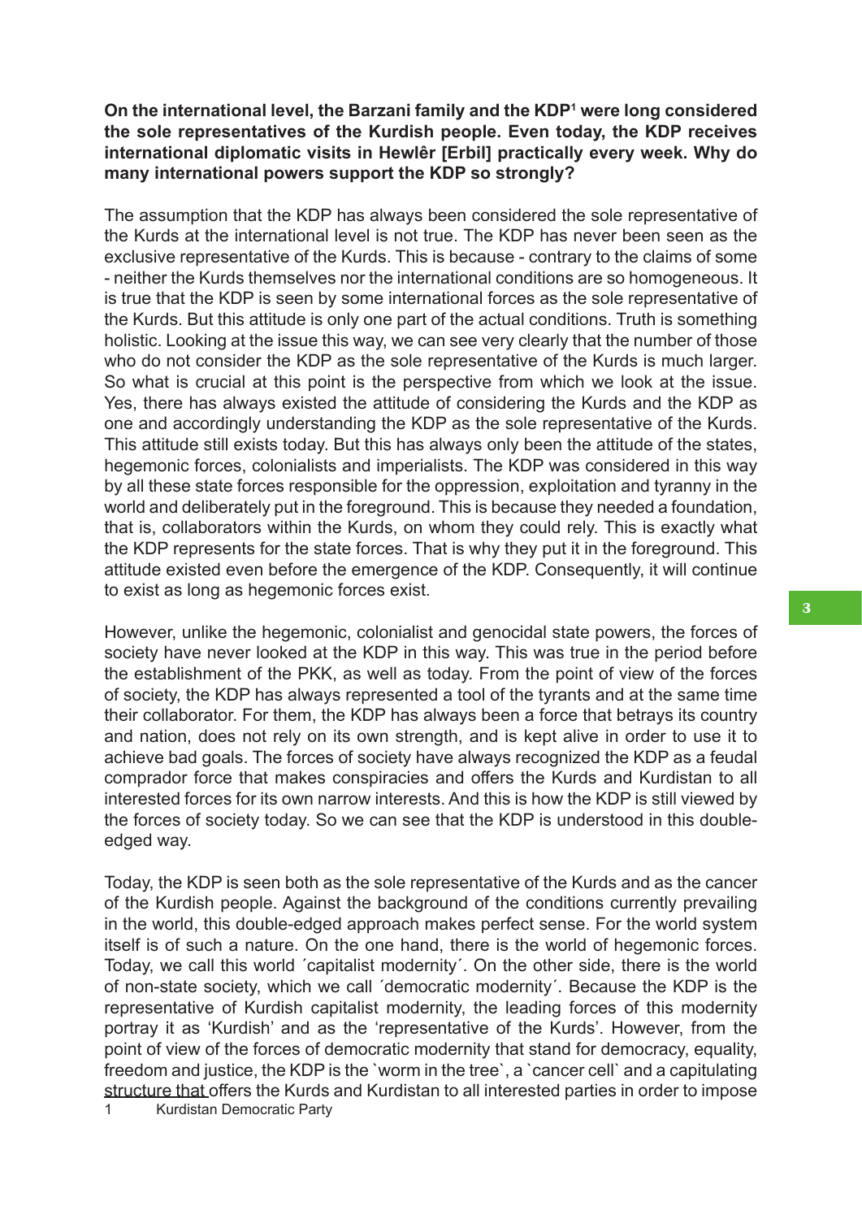**On the international level, the Barzani family and the KDP[1] were long considered the sole representatives of the Kurdish people. Even today, the KDP receives international diplomatic visits in Hewlêr [Erbil] practically every week. Why do many international powers support the KDP so strongly?**

The assumption that the KDP has always been considered the sole representative of the Kurds at the international level is not true. The KDP has never been seen as the exclusive representative of the Kurds. This is because - contrary to the claims of some - neither the Kurds themselves nor the international conditions are so homogeneous. It is true that the KDP is seen by some international forces as the sole representative of the Kurds. But this attitude is only one part of the actual conditions. Truth is something holistic. Looking at the issue this way, we can see very clearly that the number of those who do not consider the KDP as the sole representative of the Kurds is much larger. So what is crucial at this point is the perspective from which we look at the issue. Yes, there has always existed the attitude of considering the Kurds and the KDP as one and accordingly understanding the KDP as the sole representative of the Kurds. This attitude still exists today. But this has always only been the attitude of the states, hegemonic forces, colonialists and imperialists. The KDP was considered in this way by all these state forces responsible for the oppression, exploitation and tyranny in the world and deliberately put in the foreground. This is because they needed a foundation, that is, collaborators within the Kurds, on whom they could rely. This is exactly what the KDP represents for the state forces. That is why they put it in the foreground. This attitude existed even before the emergence of the KDP. Consequently, it will continue to exist as long as hegemonic forces exist.

However, unlike the hegemonic, colonialist and genocidal state powers, the forces of society have never looked at the KDP in this way. This was true in the period before the establishment of the PKK, as well as today. From the point of view of the forces of society, the KDP has always represented a tool of the tyrants and at the same time their collaborator. For them, the KDP has always been a force that betrays its country and nation, does not rely on its own strength, and is kept alive in order to use it to achieve bad goals. The forces of society have always recognized the KDP as a feudal comprador force that makes conspiracies and offers the Kurds and Kurdistan to all interested forces for its own narrow interests. And this is how the KDP is still viewed by the forces of society today. So we can see that the KDP is understood in this double-edged way.

Today, the KDP is seen both as the sole representative of the Kurds and as the cancer of the Kurdish people. Against the background of the conditions currently prevailing in the world, this double-edged approach makes perfect sense. For the world system itself is of such a nature. On the one hand, there is the world of hegemonic forces. Today, we call this world ´capitalist modernity´. On the other side, there is the world of non-state society, which we call ´democratic modernity´. Because the KDP is the representative of Kurdish capitalist modernity, the leading forces of this modernity portray it as 'Kurdish' and as the 'representative of the Kurds'. However, from the point of view of the forces of democratic modernity that stand for democracy, equality, freedom and justice, the KDP is the `worm in the tree`, a `cancer cell` and a capitulating structure that offers the Kurds and Kurdistan to all interested parties in order to impose

[1] Kurdistan Democratic Party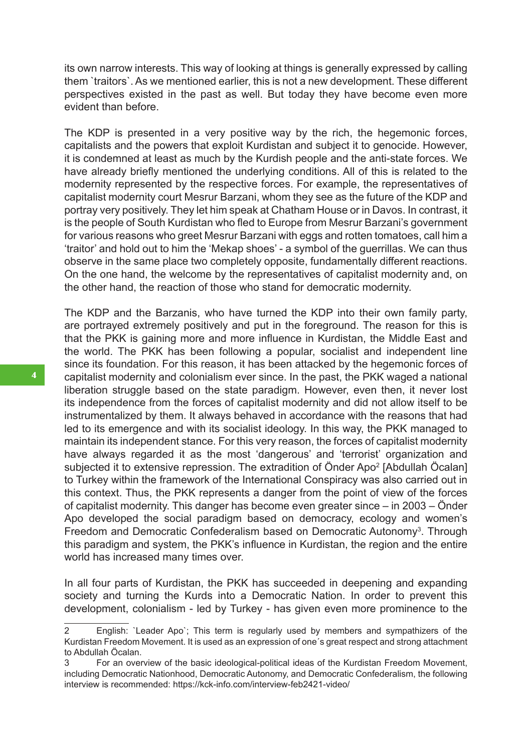its own narrow interests. This way of looking at things is generally expressed by calling them `traitors`. As we mentioned earlier, this is not a new development. These different perspectives existed in the past as well. But today they have become even more evident than before.

The KDP is presented in a very positive way by the rich, the hegemonic forces, capitalists and the powers that exploit Kurdistan and subject it to genocide. However, it is condemned at least as much by the Kurdish people and the anti-state forces. We have already briefly mentioned the underlying conditions. All of this is related to the modernity represented by the respective forces. For example, the representatives of capitalist modernity court Mesrur Barzani, whom they see as the future of the KDP and portray very positively. They let him speak at Chatham House or in Davos. In contrast, it is the people of South Kurdistan who fled to Europe from Mesrur Barzani's government for various reasons who greet Mesrur Barzani with eggs and rotten tomatoes, call him a 'traitor' and hold out to him the 'Mekap shoes' - a symbol of the guerrillas. We can thus observe in the same place two completely opposite, fundamentally different reactions. On the one hand, the welcome by the representatives of capitalist modernity and, on the other hand, the reaction of those who stand for democratic modernity.

The KDP and the Barzanis, who have turned the KDP into their own family party, are portrayed extremely positively and put in the foreground. The reason for this is that the PKK is gaining more and more influence in Kurdistan, the Middle East and the world. The PKK has been following a popular, socialist and independent line since its foundation. For this reason, it has been attacked by the hegemonic forces of capitalist modernity and colonialism ever since. In the past, the PKK waged a national liberation struggle based on the state paradigm. However, even then, it never lost its independence from the forces of capitalist modernity and did not allow itself to be instrumentalized by them. It always behaved in accordance with the reasons that had led to its emergence and with its socialist ideology. In this way, the PKK managed to maintain its independent stance. For this very reason, the forces of capitalist modernity have always regarded it as the most 'dangerous' and 'terrorist' organization and subjected it to extensive repression. The extradition of Önder Apo[2] [Abdullah Öcalan] to Turkey within the framework of the International Conspiracy was also carried out in this context. Thus, the PKK represents a danger from the point of view of the forces of capitalist modernity. This danger has become even greater since – in 2003 – Önder Apo developed the social paradigm based on democracy, ecology and women's Freedom and Democratic Confederalism based on Democratic Autonomy[3]. Through this paradigm and system, the PKK's influence in Kurdistan, the region and the entire world has increased many times over.

In all four parts of Kurdistan, the PKK has succeeded in deepening and expanding society and turning the Kurds into a Democratic Nation. In order to prevent this development, colonialism - led by Turkey - has given even more prominence to the

---

2 English: `Leader Apo`; This term is regularly used by members and sympathizers of the Kurdistan Freedom Movement. It is used as an expression of one´s great respect and strong attachment to Abdullah Öcalan.

3 For an overview of the basic ideological-political ideas of the Kurdistan Freedom Movement, including Democratic Nationhood, Democratic Autonomy, and Democratic Confederalism, the following interview is recommended: https://kck-info.com/interview-feb2421-video/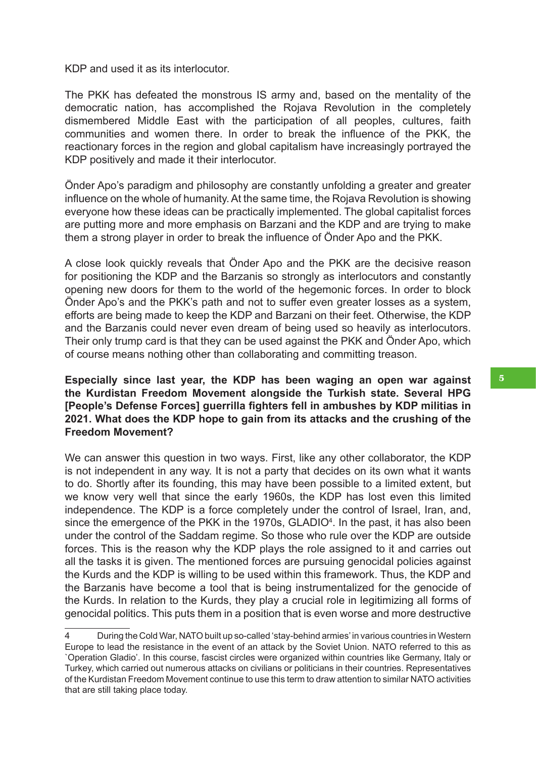KDP and used it as its interlocutor.

The PKK has defeated the monstrous IS army and, based on the mentality of the democratic nation, has accomplished the Rojava Revolution in the completely dismembered Middle East with the participation of all peoples, cultures, faith communities and women there. In order to break the influence of the PKK, the reactionary forces in the region and global capitalism have increasingly portrayed the KDP positively and made it their interlocutor.

Önder Apo's paradigm and philosophy are constantly unfolding a greater and greater influence on the whole of humanity. At the same time, the Rojava Revolution is showing everyone how these ideas can be practically implemented. The global capitalist forces are putting more and more emphasis on Barzani and the KDP and are trying to make them a strong player in order to break the influence of Önder Apo and the PKK.

A close look quickly reveals that Önder Apo and the PKK are the decisive reason for positioning the KDP and the Barzanis so strongly as interlocutors and constantly opening new doors for them to the world of the hegemonic forces. In order to block Önder Apo's and the PKK's path and not to suffer even greater losses as a system, efforts are being made to keep the KDP and Barzani on their feet. Otherwise, the KDP and the Barzanis could never even dream of being used so heavily as interlocutors. Their only trump card is that they can be used against the PKK and Önder Apo, which of course means nothing other than collaborating and committing treason.

**Especially since last year, the KDP has been waging an open war against the Kurdistan Freedom Movement alongside the Turkish state. Several HPG [People's Defense Forces] guerrilla fighters fell in ambushes by KDP militias in 2021. What does the KDP hope to gain from its attacks and the crushing of the Freedom Movement?**

We can answer this question in two ways. First, like any other collaborator, the KDP is not independent in any way. It is not a party that decides on its own what it wants to do. Shortly after its founding, this may have been possible to a limited extent, but we know very well that since the early 1960s, the KDP has lost even this limited independence. The KDP is a force completely under the control of Israel, Iran, and, since the emergence of the PKK in the 1970s, GLADIO[4]. In the past, it has also been under the control of the Saddam regime. So those who rule over the KDP are outside forces. This is the reason why the KDP plays the role assigned to it and carries out all the tasks it is given. The mentioned forces are pursuing genocidal policies against the Kurds and the KDP is willing to be used within this framework. Thus, the KDP and the Barzanis have become a tool that is being instrumentalized for the genocide of the Kurds. In relation to the Kurds, they play a crucial role in legitimizing all forms of genocidal politics. This puts them in a position that is even worse and more destructive

---

4 During the Cold War, NATO built up so-called 'stay-behind armies' in various countries in Western Europe to lead the resistance in the event of an attack by the Soviet Union. NATO referred to this as `Operation Gladio'. In this course, fascist circles were organized within countries like Germany, Italy or Turkey, which carried out numerous attacks on civilians or politicians in their countries. Representatives of the Kurdistan Freedom Movement continue to use this term to draw attention to similar NATO activities that are still taking place today.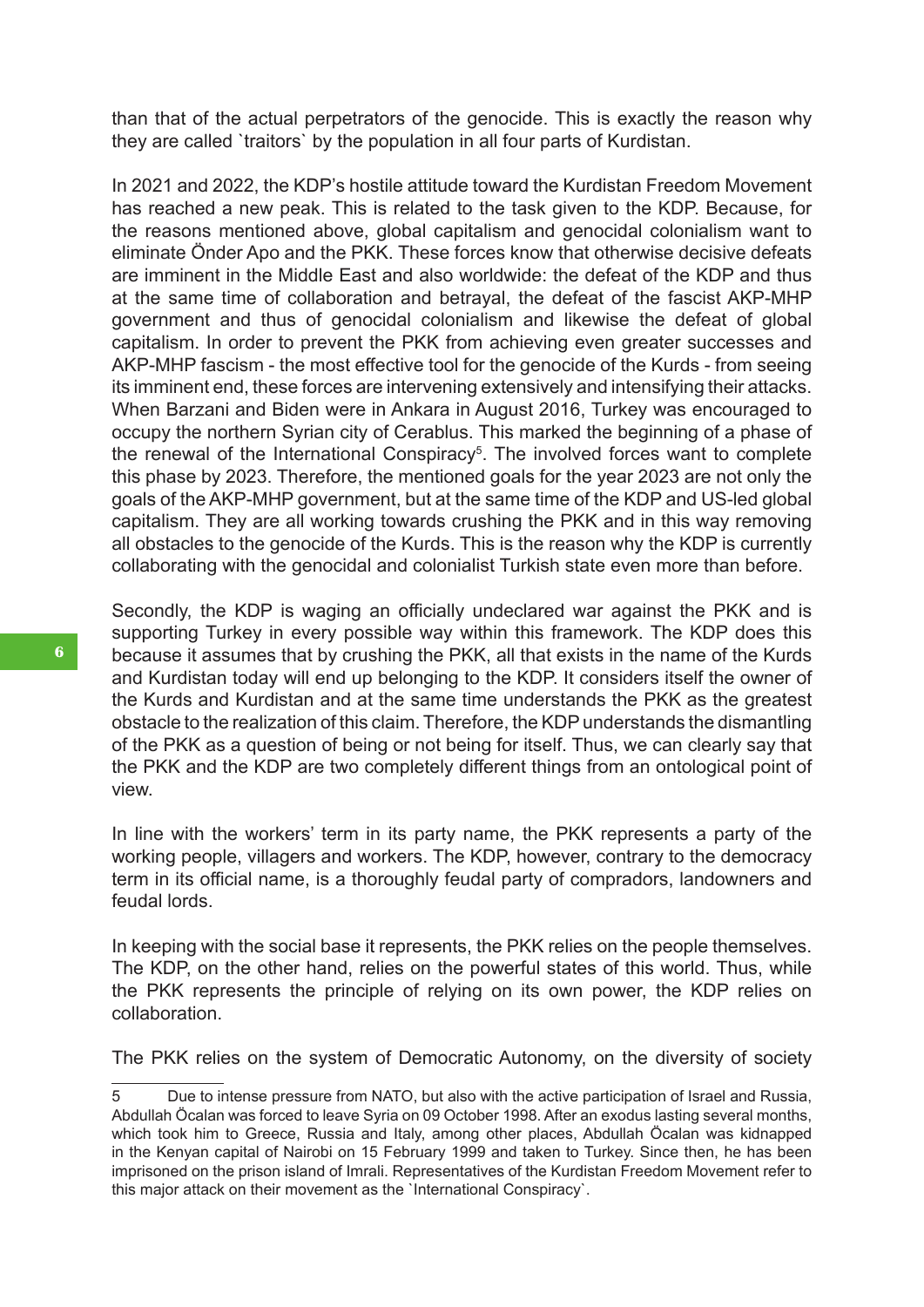than that of the actual perpetrators of the genocide. This is exactly the reason why they are called `traitors` by the population in all four parts of Kurdistan.

In 2021 and 2022, the KDP's hostile attitude toward the Kurdistan Freedom Movement has reached a new peak. This is related to the task given to the KDP. Because, for the reasons mentioned above, global capitalism and genocidal colonialism want to eliminate Önder Apo and the PKK. These forces know that otherwise decisive defeats are imminent in the Middle East and also worldwide: the defeat of the KDP and thus at the same time of collaboration and betrayal, the defeat of the fascist AKP-MHP government and thus of genocidal colonialism and likewise the defeat of global capitalism. In order to prevent the PKK from achieving even greater successes and AKP-MHP fascism - the most effective tool for the genocide of the Kurds - from seeing its imminent end, these forces are intervening extensively and intensifying their attacks. When Barzani and Biden were in Ankara in August 2016, Turkey was encouraged to occupy the northern Syrian city of Cerablus. This marked the beginning of a phase of the renewal of the International Conspiracy[5]. The involved forces want to complete this phase by 2023. Therefore, the mentioned goals for the year 2023 are not only the goals of the AKP-MHP government, but at the same time of the KDP and US-led global capitalism. They are all working towards crushing the PKK and in this way removing all obstacles to the genocide of the Kurds. This is the reason why the KDP is currently collaborating with the genocidal and colonialist Turkish state even more than before.

Secondly, the KDP is waging an officially undeclared war against the PKK and is supporting Turkey in every possible way within this framework. The KDP does this because it assumes that by crushing the PKK, all that exists in the name of the Kurds and Kurdistan today will end up belonging to the KDP. It considers itself the owner of the Kurds and Kurdistan and at the same time understands the PKK as the greatest obstacle to the realization of this claim. Therefore, the KDP understands the dismantling of the PKK as a question of being or not being for itself. Thus, we can clearly say that the PKK and the KDP are two completely different things from an ontological point of view.

In line with the workers' term in its party name, the PKK represents a party of the working people, villagers and workers. The KDP, however, contrary to the democracy term in its official name, is a thoroughly feudal party of compradors, landowners and feudal lords.

In keeping with the social base it represents, the PKK relies on the people themselves. The KDP, on the other hand, relies on the powerful states of this world. Thus, while the PKK represents the principle of relying on its own power, the KDP relies on collaboration.

The PKK relies on the system of Democratic Autonomy, on the diversity of society

---

5 Due to intense pressure from NATO, but also with the active participation of Israel and Russia, Abdullah Öcalan was forced to leave Syria on 09 October 1998. After an exodus lasting several months, which took him to Greece, Russia and Italy, among other places, Abdullah Öcalan was kidnapped in the Kenyan capital of Nairobi on 15 February 1999 and taken to Turkey. Since then, he has been imprisoned on the prison island of Imrali. Representatives of the Kurdistan Freedom Movement refer to this major attack on their movement as the `International Conspiracy`.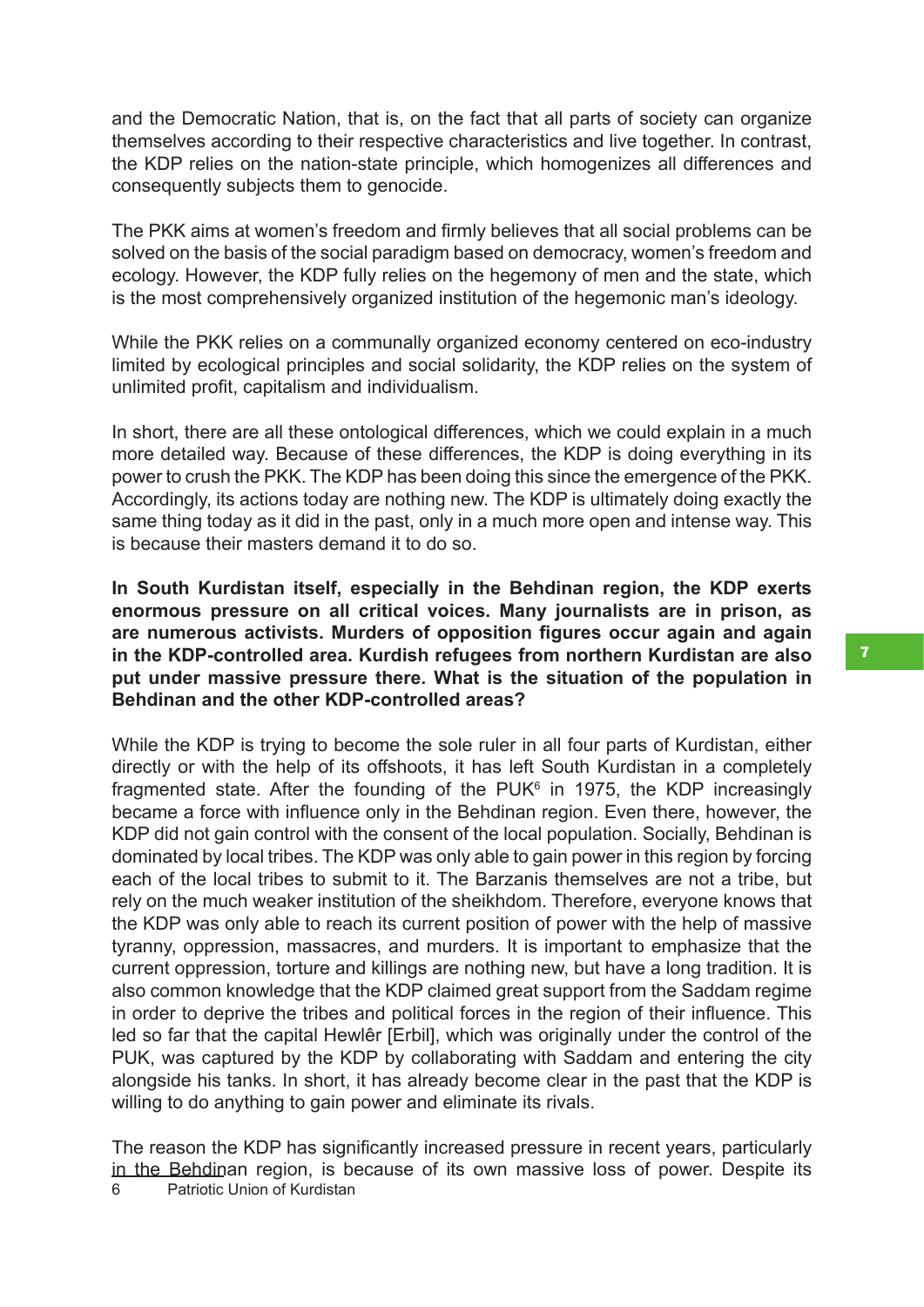and the Democratic Nation, that is, on the fact that all parts of society can organize themselves according to their respective characteristics and live together. In contrast, the KDP relies on the nation-state principle, which homogenizes all differences and consequently subjects them to genocide.

The PKK aims at women's freedom and firmly believes that all social problems can be solved on the basis of the social paradigm based on democracy, women's freedom and ecology. However, the KDP fully relies on the hegemony of men and the state, which is the most comprehensively organized institution of the hegemonic man's ideology.

While the PKK relies on a communally organized economy centered on eco-industry limited by ecological principles and social solidarity, the KDP relies on the system of unlimited profit, capitalism and individualism.

In short, there are all these ontological differences, which we could explain in a much more detailed way. Because of these differences, the KDP is doing everything in its power to crush the PKK. The KDP has been doing this since the emergence of the PKK. Accordingly, its actions today are nothing new. The KDP is ultimately doing exactly the same thing today as it did in the past, only in a much more open and intense way. This is because their masters demand it to do so.

**In South Kurdistan itself, especially in the Behdinan region, the KDP exerts enormous pressure on all critical voices. Many journalists are in prison, as are numerous activists. Murders of opposition figures occur again and again in the KDP-controlled area. Kurdish refugees from northern Kurdistan are also put under massive pressure there. What is the situation of the population in Behdinan and the other KDP-controlled areas?**

While the KDP is trying to become the sole ruler in all four parts of Kurdistan, either directly or with the help of its offshoots, it has left South Kurdistan in a completely fragmented state. After the founding of the PUK[6] in 1975, the KDP increasingly became a force with influence only in the Behdinan region. Even there, however, the KDP did not gain control with the consent of the local population. Socially, Behdinan is dominated by local tribes. The KDP was only able to gain power in this region by forcing each of the local tribes to submit to it. The Barzanis themselves are not a tribe, but rely on the much weaker institution of the sheikhdom. Therefore, everyone knows that the KDP was only able to reach its current position of power with the help of massive tyranny, oppression, massacres, and murders. It is important to emphasize that the current oppression, torture and killings are nothing new, but have a long tradition. It is also common knowledge that the KDP claimed great support from the Saddam regime in order to deprive the tribes and political forces in the region of their influence. This led so far that the capital Hewlêr [Erbil], which was originally under the control of the PUK, was captured by the KDP by collaborating with Saddam and entering the city alongside his tanks. In short, it has already become clear in the past that the KDP is willing to do anything to gain power and eliminate its rivals.

The reason the KDP has significantly increased pressure in recent years, particularly in the Behdinan region, is because of its own massive loss of power. Despite its

6 Patriotic Union of Kurdistan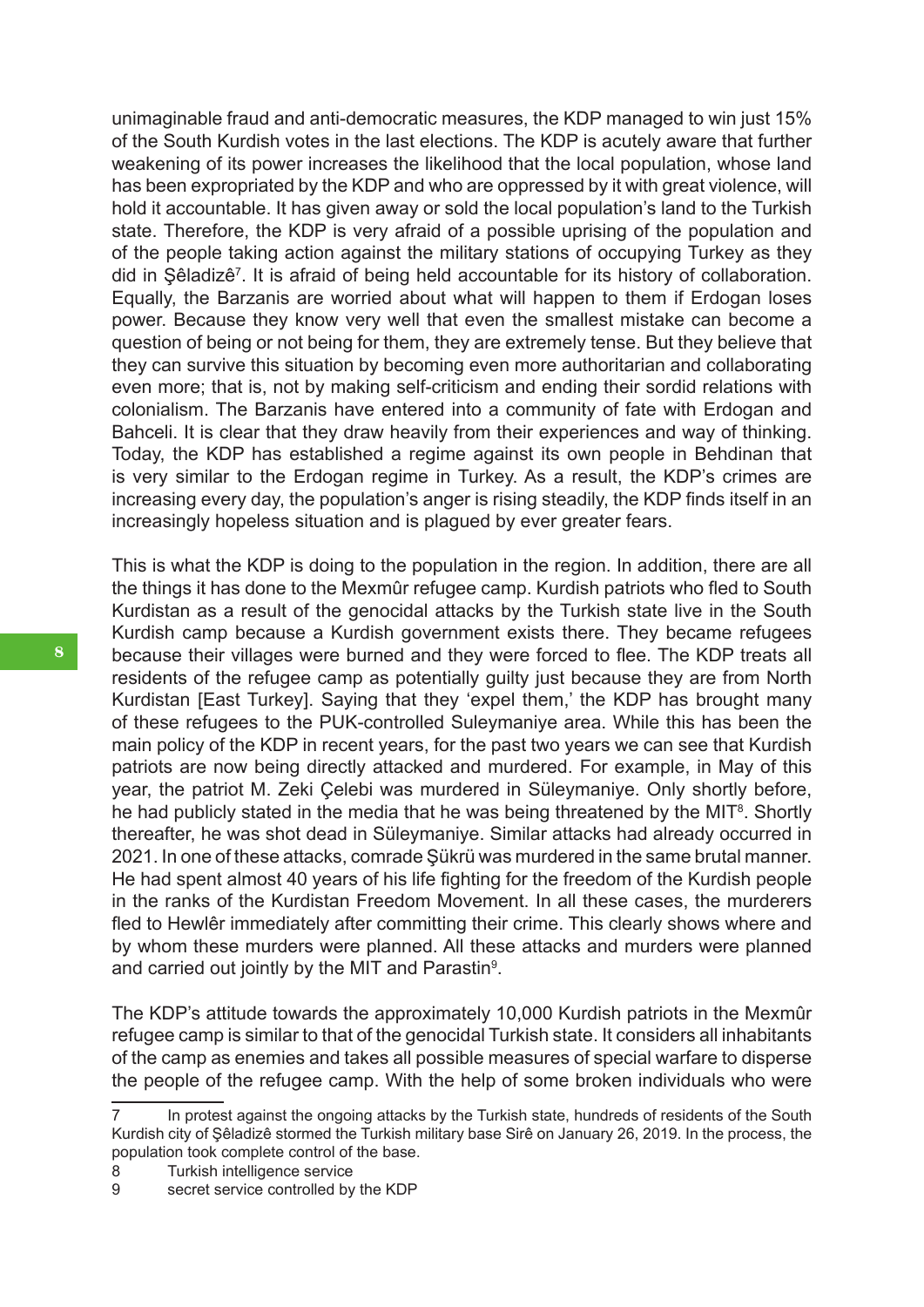unimaginable fraud and anti-democratic measures, the KDP managed to win just 15% of the South Kurdish votes in the last elections. The KDP is acutely aware that further weakening of its power increases the likelihood that the local population, whose land has been expropriated by the KDP and who are oppressed by it with great violence, will hold it accountable. It has given away or sold the local population's land to the Turkish state. Therefore, the KDP is very afraid of a possible uprising of the population and of the people taking action against the military stations of occupying Turkey as they did in Şêladizê[7]. It is afraid of being held accountable for its history of collaboration. Equally, the Barzanis are worried about what will happen to them if Erdogan loses power. Because they know very well that even the smallest mistake can become a question of being or not being for them, they are extremely tense. But they believe that they can survive this situation by becoming even more authoritarian and collaborating even more; that is, not by making self-criticism and ending their sordid relations with colonialism. The Barzanis have entered into a community of fate with Erdogan and Bahceli. It is clear that they draw heavily from their experiences and way of thinking. Today, the KDP has established a regime against its own people in Behdinan that is very similar to the Erdogan regime in Turkey. As a result, the KDP's crimes are increasing every day, the population's anger is rising steadily, the KDP finds itself in an increasingly hopeless situation and is plagued by ever greater fears.

This is what the KDP is doing to the population in the region. In addition, there are all the things it has done to the Mexmûr refugee camp. Kurdish patriots who fled to South Kurdistan as a result of the genocidal attacks by the Turkish state live in the South Kurdish camp because a Kurdish government exists there. They became refugees because their villages were burned and they were forced to flee. The KDP treats all residents of the refugee camp as potentially guilty just because they are from North Kurdistan [East Turkey]. Saying that they 'expel them,' the KDP has brought many of these refugees to the PUK-controlled Suleymaniye area. While this has been the main policy of the KDP in recent years, for the past two years we can see that Kurdish patriots are now being directly attacked and murdered. For example, in May of this year, the patriot M. Zeki Çelebi was murdered in Süleymaniye. Only shortly before, he had publicly stated in the media that he was being threatened by the MIT[8]. Shortly thereafter, he was shot dead in Süleymaniye. Similar attacks had already occurred in 2021. In one of these attacks, comrade Şükrü was murdered in the same brutal manner. He had spent almost 40 years of his life fighting for the freedom of the Kurdish people in the ranks of the Kurdistan Freedom Movement. In all these cases, the murderers fled to Hewlêr immediately after committing their crime. This clearly shows where and by whom these murders were planned. All these attacks and murders were planned and carried out jointly by the MIT and Parastin[9].

The KDP's attitude towards the approximately 10,000 Kurdish patriots in the Mexmûr refugee camp is similar to that of the genocidal Turkish state. It considers all inhabitants of the camp as enemies and takes all possible measures of special warfare to disperse the people of the refugee camp. With the help of some broken individuals who were

---

7 In protest against the ongoing attacks by the Turkish state, hundreds of residents of the South Kurdish city of Şêladizê stormed the Turkish military base Sirê on January 26, 2019. In the process, the population took complete control of the base.

8 Turkish intelligence service

9 secret service controlled by the KDP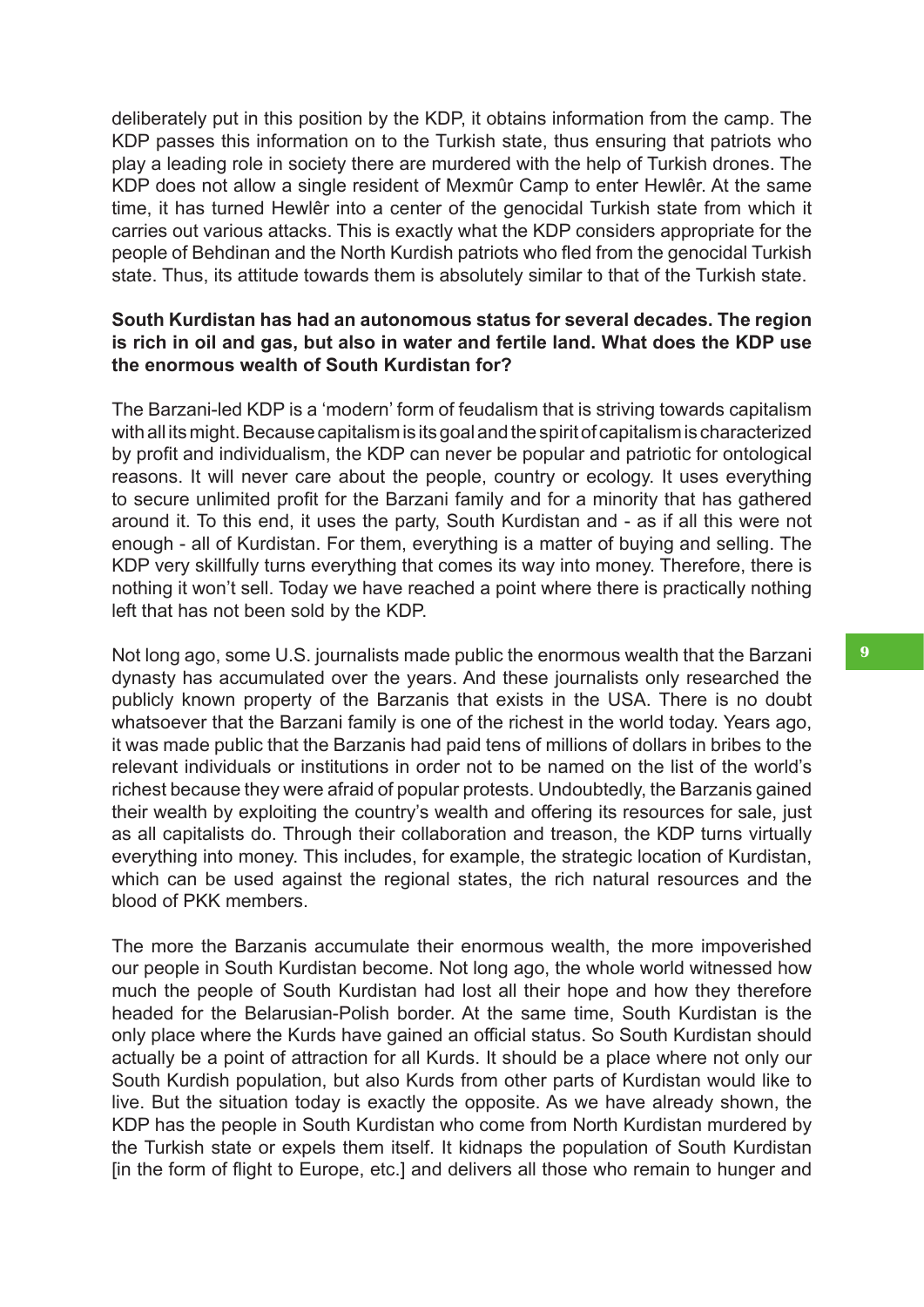deliberately put in this position by the KDP, it obtains information from the camp. The KDP passes this information on to the Turkish state, thus ensuring that patriots who play a leading role in society there are murdered with the help of Turkish drones. The KDP does not allow a single resident of Mexmûr Camp to enter Hewlêr. At the same time, it has turned Hewlêr into a center of the genocidal Turkish state from which it carries out various attacks. This is exactly what the KDP considers appropriate for the people of Behdinan and the North Kurdish patriots who fled from the genocidal Turkish state. Thus, its attitude towards them is absolutely similar to that of the Turkish state.

**South Kurdistan has had an autonomous status for several decades. The region is rich in oil and gas, but also in water and fertile land. What does the KDP use the enormous wealth of South Kurdistan for?**

The Barzani-led KDP is a 'modern' form of feudalism that is striving towards capitalism with all its might. Because capitalism is its goal and the spirit of capitalism is characterized by profit and individualism, the KDP can never be popular and patriotic for ontological reasons. It will never care about the people, country or ecology. It uses everything to secure unlimited profit for the Barzani family and for a minority that has gathered around it. To this end, it uses the party, South Kurdistan and - as if all this were not enough - all of Kurdistan. For them, everything is a matter of buying and selling. The KDP very skillfully turns everything that comes its way into money. Therefore, there is nothing it won't sell. Today we have reached a point where there is practically nothing left that has not been sold by the KDP.

Not long ago, some U.S. journalists made public the enormous wealth that the Barzani dynasty has accumulated over the years. And these journalists only researched the publicly known property of the Barzanis that exists in the USA. There is no doubt whatsoever that the Barzani family is one of the richest in the world today. Years ago, it was made public that the Barzanis had paid tens of millions of dollars in bribes to the relevant individuals or institutions in order not to be named on the list of the world's richest because they were afraid of popular protests. Undoubtedly, the Barzanis gained their wealth by exploiting the country's wealth and offering its resources for sale, just as all capitalists do. Through their collaboration and treason, the KDP turns virtually everything into money. This includes, for example, the strategic location of Kurdistan, which can be used against the regional states, the rich natural resources and the blood of PKK members.

The more the Barzanis accumulate their enormous wealth, the more impoverished our people in South Kurdistan become. Not long ago, the whole world witnessed how much the people of South Kurdistan had lost all their hope and how they therefore headed for the Belarusian-Polish border. At the same time, South Kurdistan is the only place where the Kurds have gained an official status. So South Kurdistan should actually be a point of attraction for all Kurds. It should be a place where not only our South Kurdish population, but also Kurds from other parts of Kurdistan would like to live. But the situation today is exactly the opposite. As we have already shown, the KDP has the people in South Kurdistan who come from North Kurdistan murdered by the Turkish state or expels them itself. It kidnaps the population of South Kurdistan [in the form of flight to Europe, etc.] and delivers all those who remain to hunger and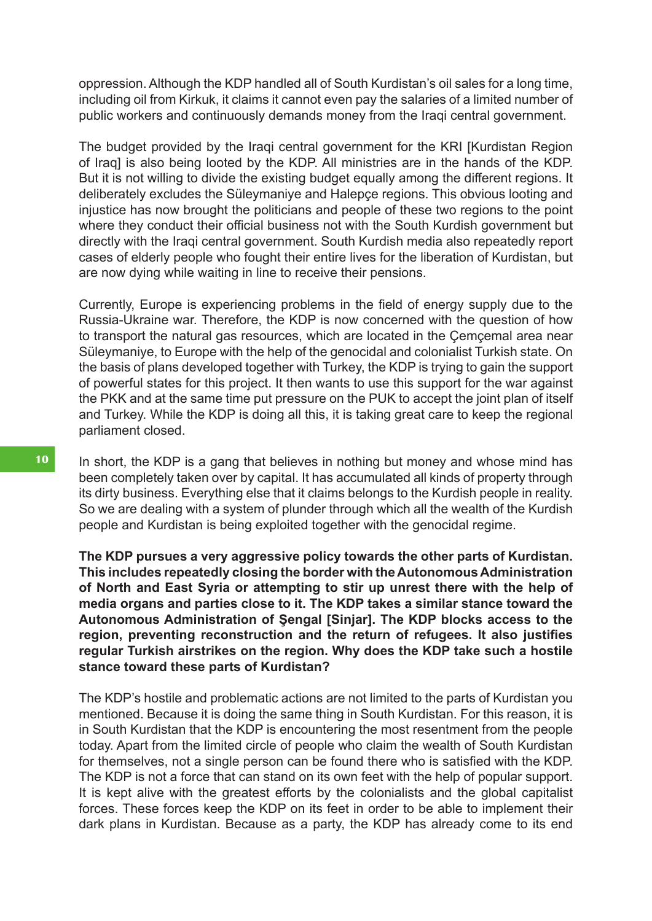oppression. Although the KDP handled all of South Kurdistan's oil sales for a long time, including oil from Kirkuk, it claims it cannot even pay the salaries of a limited number of public workers and continuously demands money from the Iraqi central government.

The budget provided by the Iraqi central government for the KRI [Kurdistan Region of Iraq] is also being looted by the KDP. All ministries are in the hands of the KDP. But it is not willing to divide the existing budget equally among the different regions. It deliberately excludes the Süleymaniye and Halepçe regions. This obvious looting and injustice has now brought the politicians and people of these two regions to the point where they conduct their official business not with the South Kurdish government but directly with the Iraqi central government. South Kurdish media also repeatedly report cases of elderly people who fought their entire lives for the liberation of Kurdistan, but are now dying while waiting in line to receive their pensions.

Currently, Europe is experiencing problems in the field of energy supply due to the Russia-Ukraine war. Therefore, the KDP is now concerned with the question of how to transport the natural gas resources, which are located in the Çemçemal area near Süleymaniye, to Europe with the help of the genocidal and colonialist Turkish state. On the basis of plans developed together with Turkey, the KDP is trying to gain the support of powerful states for this project. It then wants to use this support for the war against the PKK and at the same time put pressure on the PUK to accept the joint plan of itself and Turkey. While the KDP is doing all this, it is taking great care to keep the regional parliament closed.

In short, the KDP is a gang that believes in nothing but money and whose mind has been completely taken over by capital. It has accumulated all kinds of property through its dirty business. Everything else that it claims belongs to the Kurdish people in reality. So we are dealing with a system of plunder through which all the wealth of the Kurdish people and Kurdistan is being exploited together with the genocidal regime.

**The KDP pursues a very aggressive policy towards the other parts of Kurdistan. This includes repeatedly closing the border with the Autonomous Administration of North and East Syria or attempting to stir up unrest there with the help of media organs and parties close to it. The KDP takes a similar stance toward the Autonomous Administration of Şengal [Sinjar]. The KDP blocks access to the region, preventing reconstruction and the return of refugees. It also justifies regular Turkish airstrikes on the region. Why does the KDP take such a hostile stance toward these parts of Kurdistan?**

The KDP's hostile and problematic actions are not limited to the parts of Kurdistan you mentioned. Because it is doing the same thing in South Kurdistan. For this reason, it is in South Kurdistan that the KDP is encountering the most resentment from the people today. Apart from the limited circle of people who claim the wealth of South Kurdistan for themselves, not a single person can be found there who is satisfied with the KDP. The KDP is not a force that can stand on its own feet with the help of popular support. It is kept alive with the greatest efforts by the colonialists and the global capitalist forces. These forces keep the KDP on its feet in order to be able to implement their dark plans in Kurdistan. Because as a party, the KDP has already come to its end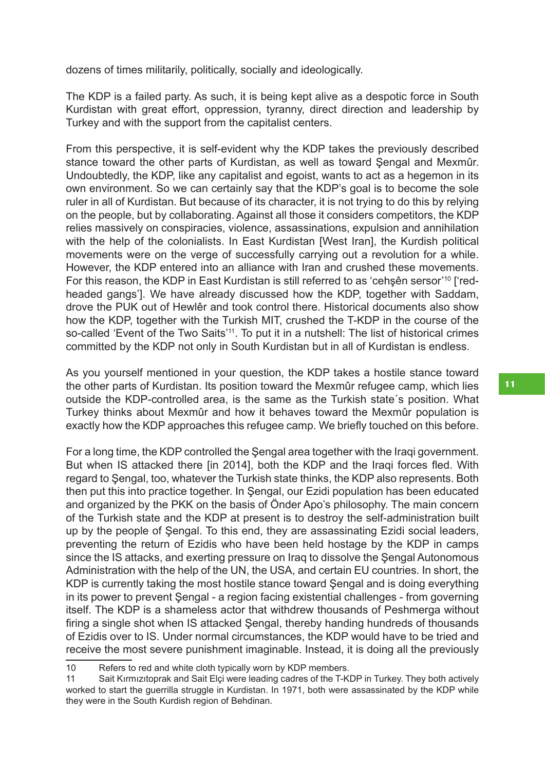dozens of times militarily, politically, socially and ideologically.

The KDP is a failed party. As such, it is being kept alive as a despotic force in South Kurdistan with great effort, oppression, tyranny, direct direction and leadership by Turkey and with the support from the capitalist centers.

From this perspective, it is self-evident why the KDP takes the previously described stance toward the other parts of Kurdistan, as well as toward Şengal and Mexmûr. Undoubtedly, the KDP, like any capitalist and egoist, wants to act as a hegemon in its own environment. So we can certainly say that the KDP's goal is to become the sole ruler in all of Kurdistan. But because of its character, it is not trying to do this by relying on the people, but by collaborating. Against all those it considers competitors, the KDP relies massively on conspiracies, violence, assassinations, expulsion and annihilation with the help of the colonialists. In East Kurdistan [West Iran], the Kurdish political movements were on the verge of successfully carrying out a revolution for a while. However, the KDP entered into an alliance with Iran and crushed these movements. For this reason, the KDP in East Kurdistan is still referred to as 'cehşên sersor'[10] ['red-headed gangs']. We have already discussed how the KDP, together with Saddam, drove the PUK out of Hewlêr and took control there. Historical documents also show how the KDP, together with the Turkish MIT, crushed the T-KDP in the course of the so-called 'Event of the Two Saits'[11]. To put it in a nutshell: The list of historical crimes committed by the KDP not only in South Kurdistan but in all of Kurdistan is endless.

As you yourself mentioned in your question, the KDP takes a hostile stance toward the other parts of Kurdistan. Its position toward the Mexmûr refugee camp, which lies outside the KDP-controlled area, is the same as the Turkish state´s position. What Turkey thinks about Mexmûr and how it behaves toward the Mexmûr population is exactly how the KDP approaches this refugee camp. We briefly touched on this before.

For a long time, the KDP controlled the Şengal area together with the Iraqi government. But when IS attacked there [in 2014], both the KDP and the Iraqi forces fled. With regard to Şengal, too, whatever the Turkish state thinks, the KDP also represents. Both then put this into practice together. In Şengal, our Ezidi population has been educated and organized by the PKK on the basis of Önder Apo's philosophy. The main concern of the Turkish state and the KDP at present is to destroy the self-administration built up by the people of Şengal. To this end, they are assassinating Ezidi social leaders, preventing the return of Ezidis who have been held hostage by the KDP in camps since the IS attacks, and exerting pressure on Iraq to dissolve the Şengal Autonomous Administration with the help of the UN, the USA, and certain EU countries. In short, the KDP is currently taking the most hostile stance toward Şengal and is doing everything in its power to prevent Şengal - a region facing existential challenges - from governing itself. The KDP is a shameless actor that withdrew thousands of Peshmerga without firing a single shot when IS attacked Şengal, thereby handing hundreds of thousands of Ezidis over to IS. Under normal circumstances, the KDP would have to be tried and receive the most severe punishment imaginable. Instead, it is doing all the previously

---

10 Refers to red and white cloth typically worn by KDP members.

11 Sait Kırmızıtoprak and Sait Elçi were leading cadres of the T-KDP in Turkey. They both actively worked to start the guerrilla struggle in Kurdistan. In 1971, both were assassinated by the KDP while they were in the South Kurdish region of Behdinan.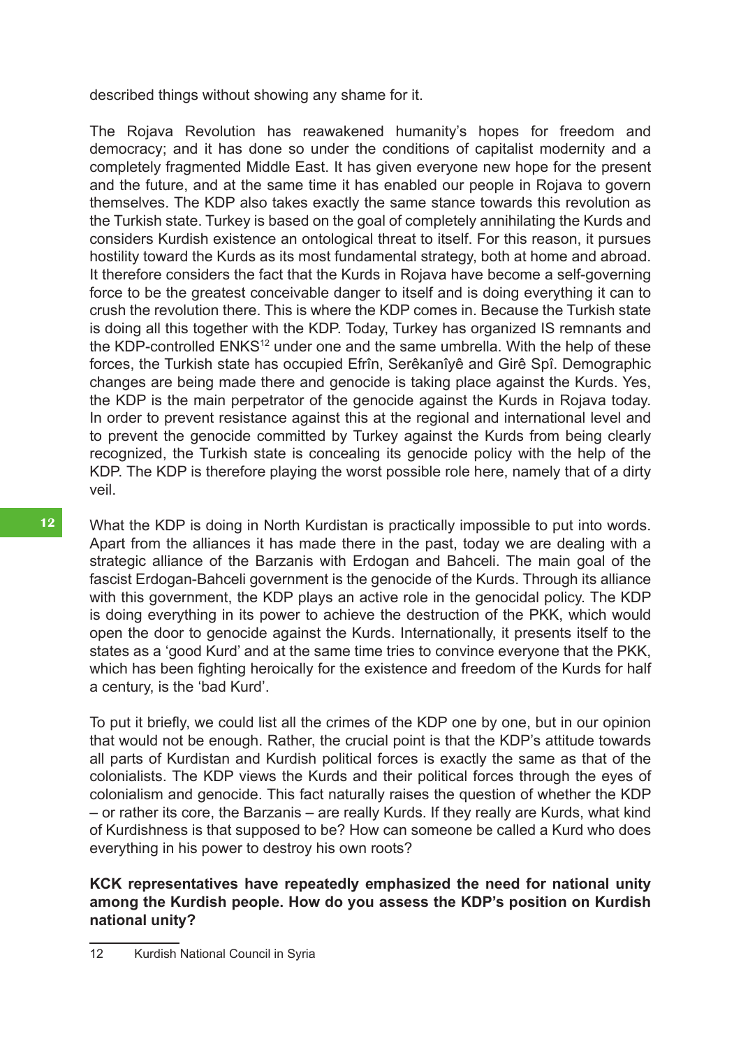described things without showing any shame for it.

The Rojava Revolution has reawakened humanity's hopes for freedom and democracy; and it has done so under the conditions of capitalist modernity and a completely fragmented Middle East. It has given everyone new hope for the present and the future, and at the same time it has enabled our people in Rojava to govern themselves. The KDP also takes exactly the same stance towards this revolution as the Turkish state. Turkey is based on the goal of completely annihilating the Kurds and considers Kurdish existence an ontological threat to itself. For this reason, it pursues hostility toward the Kurds as its most fundamental strategy, both at home and abroad. It therefore considers the fact that the Kurds in Rojava have become a self-governing force to be the greatest conceivable danger to itself and is doing everything it can to crush the revolution there. This is where the KDP comes in. Because the Turkish state is doing all this together with the KDP. Today, Turkey has organized IS remnants and the KDP-controlled ENKS[12] under one and the same umbrella. With the help of these forces, the Turkish state has occupied Efrîn, Serêkanîyê and Girê Spî. Demographic changes are being made there and genocide is taking place against the Kurds. Yes, the KDP is the main perpetrator of the genocide against the Kurds in Rojava today. In order to prevent resistance against this at the regional and international level and to prevent the genocide committed by Turkey against the Kurds from being clearly recognized, the Turkish state is concealing its genocide policy with the help of the KDP. The KDP is therefore playing the worst possible role here, namely that of a dirty veil.

What the KDP is doing in North Kurdistan is practically impossible to put into words. Apart from the alliances it has made there in the past, today we are dealing with a strategic alliance of the Barzanis with Erdogan and Bahceli. The main goal of the fascist Erdogan-Bahceli government is the genocide of the Kurds. Through its alliance with this government, the KDP plays an active role in the genocidal policy. The KDP is doing everything in its power to achieve the destruction of the PKK, which would open the door to genocide against the Kurds. Internationally, it presents itself to the states as a 'good Kurd' and at the same time tries to convince everyone that the PKK, which has been fighting heroically for the existence and freedom of the Kurds for half a century, is the 'bad Kurd'.

To put it briefly, we could list all the crimes of the KDP one by one, but in our opinion that would not be enough. Rather, the crucial point is that the KDP's attitude towards all parts of Kurdistan and Kurdish political forces is exactly the same as that of the colonialists. The KDP views the Kurds and their political forces through the eyes of colonialism and genocide. This fact naturally raises the question of whether the KDP – or rather its core, the Barzanis – are really Kurds. If they really are Kurds, what kind of Kurdishness is that supposed to be? How can someone be called a Kurd who does everything in his power to destroy his own roots?

**KCK representatives have repeatedly emphasized the need for national unity among the Kurdish people. How do you assess the KDP's position on Kurdish national unity?**

---

[12] Kurdish National Council in Syria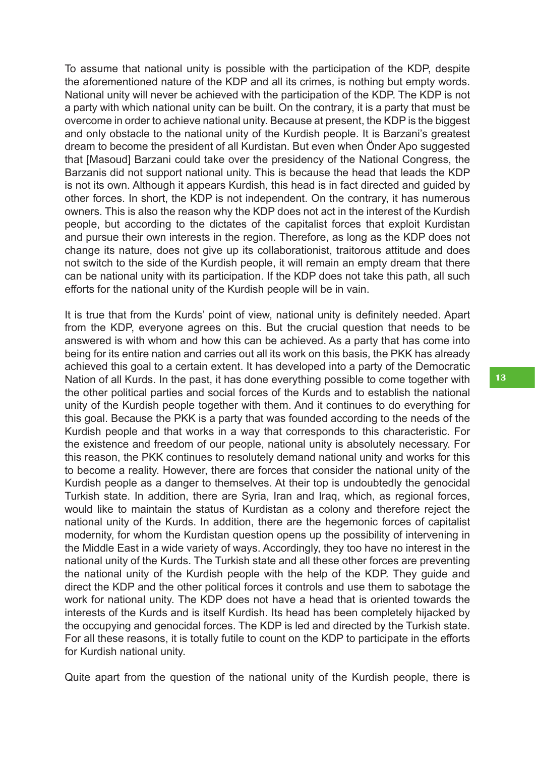To assume that national unity is possible with the participation of the KDP, despite the aforementioned nature of the KDP and all its crimes, is nothing but empty words. National unity will never be achieved with the participation of the KDP. The KDP is not a party with which national unity can be built. On the contrary, it is a party that must be overcome in order to achieve national unity. Because at present, the KDP is the biggest and only obstacle to the national unity of the Kurdish people. It is Barzani's greatest dream to become the president of all Kurdistan. But even when Önder Apo suggested that [Masoud] Barzani could take over the presidency of the National Congress, the Barzanis did not support national unity. This is because the head that leads the KDP is not its own. Although it appears Kurdish, this head is in fact directed and guided by other forces. In short, the KDP is not independent. On the contrary, it has numerous owners. This is also the reason why the KDP does not act in the interest of the Kurdish people, but according to the dictates of the capitalist forces that exploit Kurdistan and pursue their own interests in the region. Therefore, as long as the KDP does not change its nature, does not give up its collaborationist, traitorous attitude and does not switch to the side of the Kurdish people, it will remain an empty dream that there can be national unity with its participation. If the KDP does not take this path, all such efforts for the national unity of the Kurdish people will be in vain.

It is true that from the Kurds' point of view, national unity is definitely needed. Apart from the KDP, everyone agrees on this. But the crucial question that needs to be answered is with whom and how this can be achieved. As a party that has come into being for its entire nation and carries out all its work on this basis, the PKK has already achieved this goal to a certain extent. It has developed into a party of the Democratic Nation of all Kurds. In the past, it has done everything possible to come together with the other political parties and social forces of the Kurds and to establish the national unity of the Kurdish people together with them. And it continues to do everything for this goal. Because the PKK is a party that was founded according to the needs of the Kurdish people and that works in a way that corresponds to this characteristic. For the existence and freedom of our people, national unity is absolutely necessary. For this reason, the PKK continues to resolutely demand national unity and works for this to become a reality. However, there are forces that consider the national unity of the Kurdish people as a danger to themselves. At their top is undoubtedly the genocidal Turkish state. In addition, there are Syria, Iran and Iraq, which, as regional forces, would like to maintain the status of Kurdistan as a colony and therefore reject the national unity of the Kurds. In addition, there are the hegemonic forces of capitalist modernity, for whom the Kurdistan question opens up the possibility of intervening in the Middle East in a wide variety of ways. Accordingly, they too have no interest in the national unity of the Kurds. The Turkish state and all these other forces are preventing the national unity of the Kurdish people with the help of the KDP. They guide and direct the KDP and the other political forces it controls and use them to sabotage the work for national unity. The KDP does not have a head that is oriented towards the interests of the Kurds and is itself Kurdish. Its head has been completely hijacked by the occupying and genocidal forces. The KDP is led and directed by the Turkish state. For all these reasons, it is totally futile to count on the KDP to participate in the efforts for Kurdish national unity.

Quite apart from the question of the national unity of the Kurdish people, there is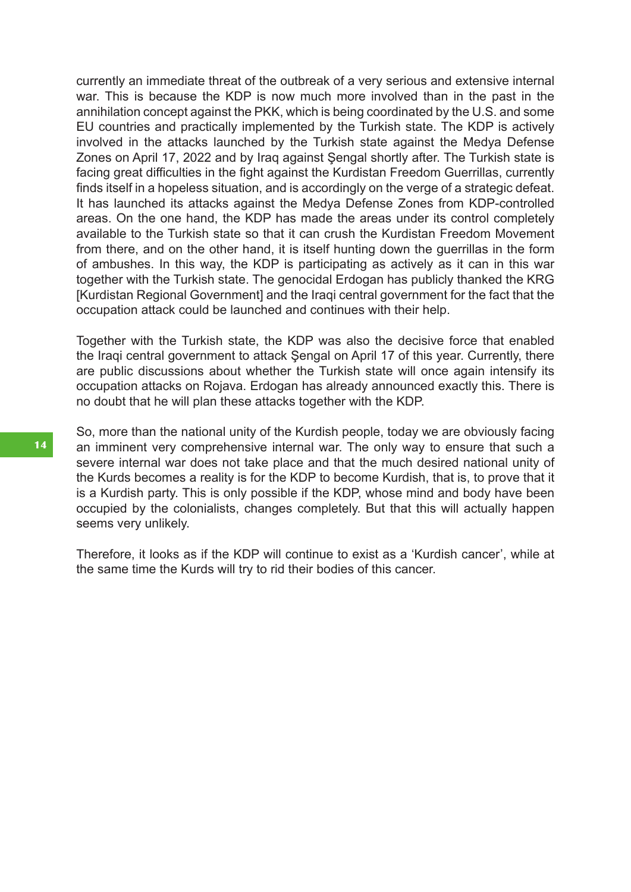currently an immediate threat of the outbreak of a very serious and extensive internal war. This is because the KDP is now much more involved than in the past in the annihilation concept against the PKK, which is being coordinated by the U.S. and some EU countries and practically implemented by the Turkish state. The KDP is actively involved in the attacks launched by the Turkish state against the Medya Defense Zones on April 17, 2022 and by Iraq against Şengal shortly after. The Turkish state is facing great difficulties in the fight against the Kurdistan Freedom Guerrillas, currently finds itself in a hopeless situation, and is accordingly on the verge of a strategic defeat. It has launched its attacks against the Medya Defense Zones from KDP-controlled areas. On the one hand, the KDP has made the areas under its control completely available to the Turkish state so that it can crush the Kurdistan Freedom Movement from there, and on the other hand, it is itself hunting down the guerrillas in the form of ambushes. In this way, the KDP is participating as actively as it can in this war together with the Turkish state. The genocidal Erdogan has publicly thanked the KRG [Kurdistan Regional Government] and the Iraqi central government for the fact that the occupation attack could be launched and continues with their help.

Together with the Turkish state, the KDP was also the decisive force that enabled the Iraqi central government to attack Şengal on April 17 of this year. Currently, there are public discussions about whether the Turkish state will once again intensify its occupation attacks on Rojava. Erdogan has already announced exactly this. There is no doubt that he will plan these attacks together with the KDP.

So, more than the national unity of the Kurdish people, today we are obviously facing an imminent very comprehensive internal war. The only way to ensure that such a severe internal war does not take place and that the much desired national unity of the Kurds becomes a reality is for the KDP to become Kurdish, that is, to prove that it is a Kurdish party. This is only possible if the KDP, whose mind and body have been occupied by the colonialists, changes completely. But that this will actually happen seems very unlikely.

Therefore, it looks as if the KDP will continue to exist as a 'Kurdish cancer', while at the same time the Kurds will try to rid their bodies of this cancer.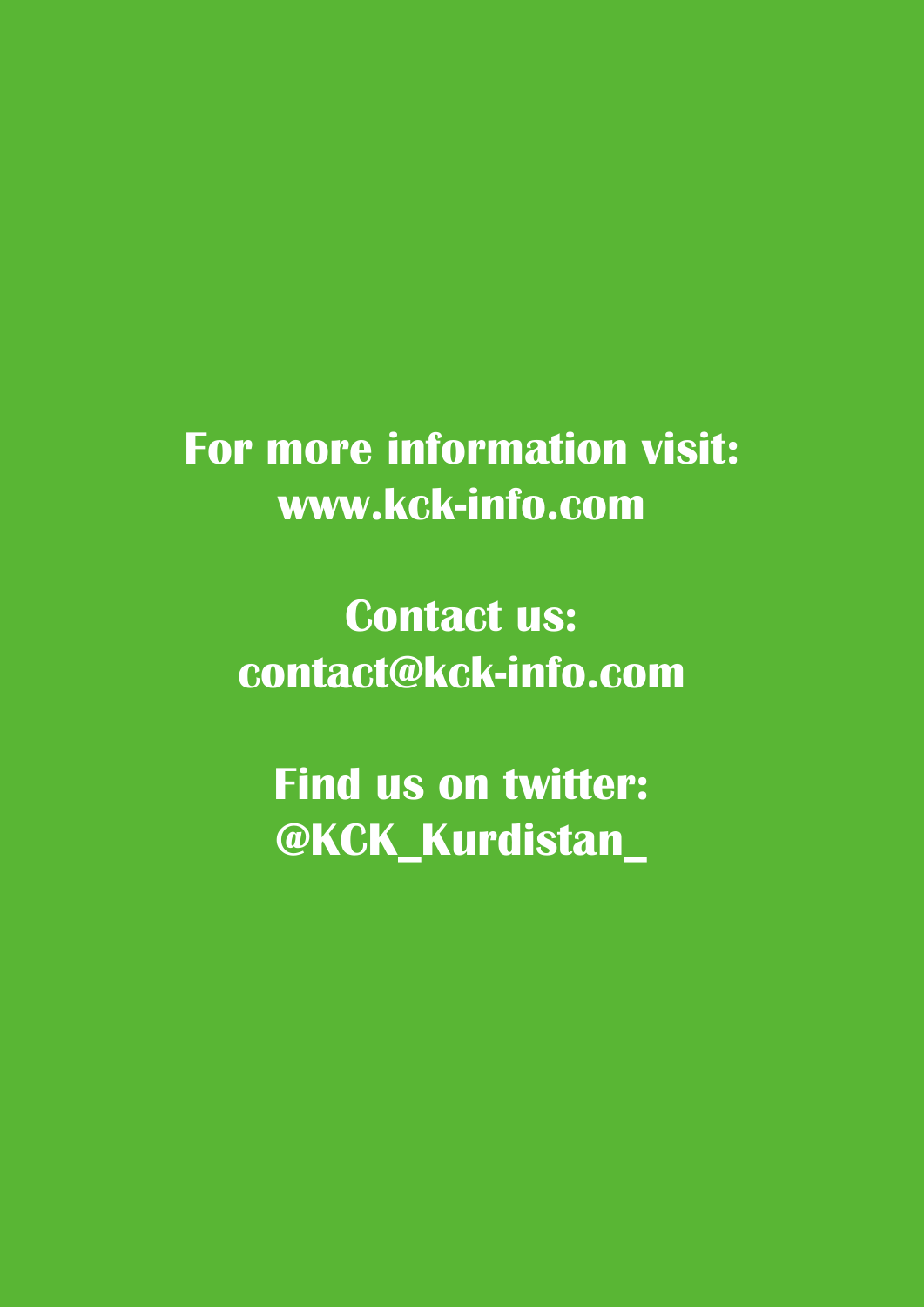**For more information visit:**
**www.kck-info.com**

**Contact us:**
**contact@kck-info.com**

**Find us on twitter:**
**@KCK_Kurdistan_**